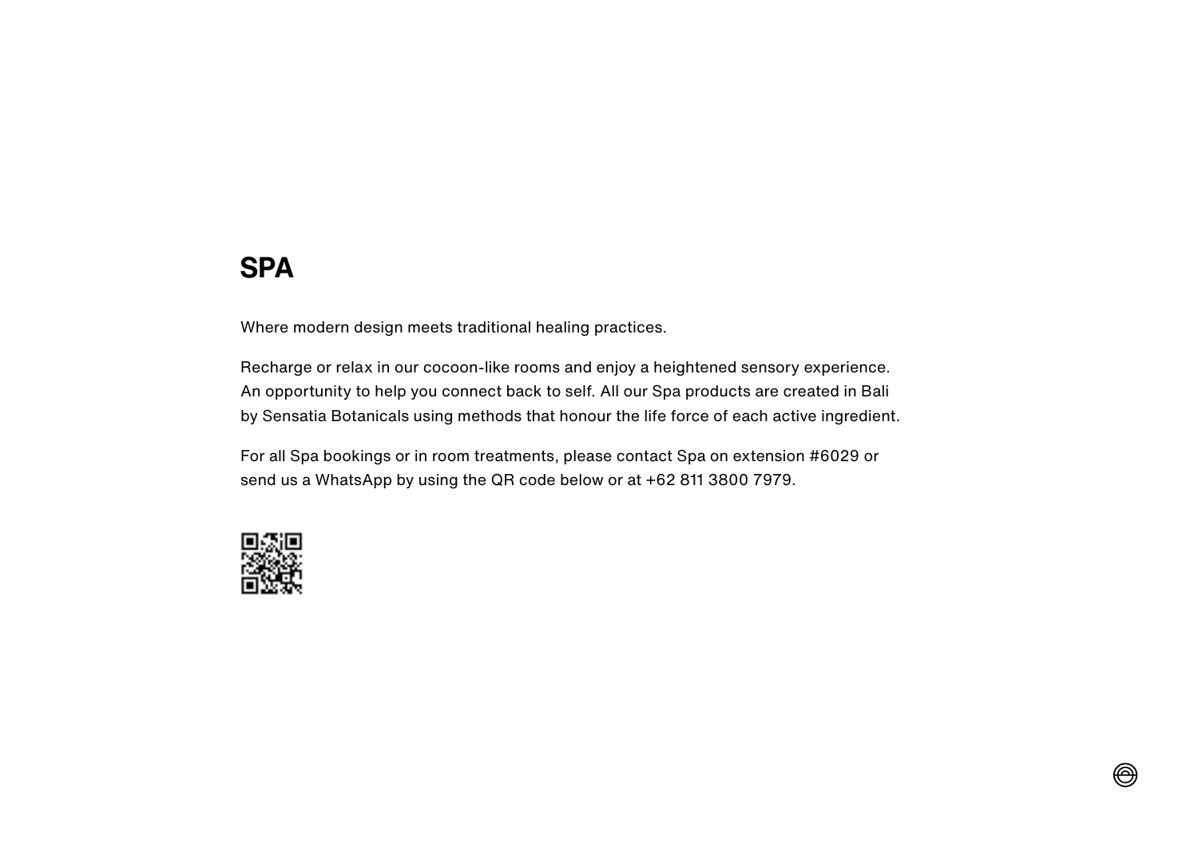# SPA

Where modern design meets traditional healing practices.

Recharge or relax in our cocoon-like rooms and enjoy a heightened sensory experience. An opportunity to help you connect back to self. All our Spa products are created in Bali by Sensatia Botanicals using methods that honour the life force of each active ingredient.

For all Spa bookings or in room treatments, please contact Spa on extension #6029 or send us a WhatsApp by using the QR code below or at +62 811 3800 7979.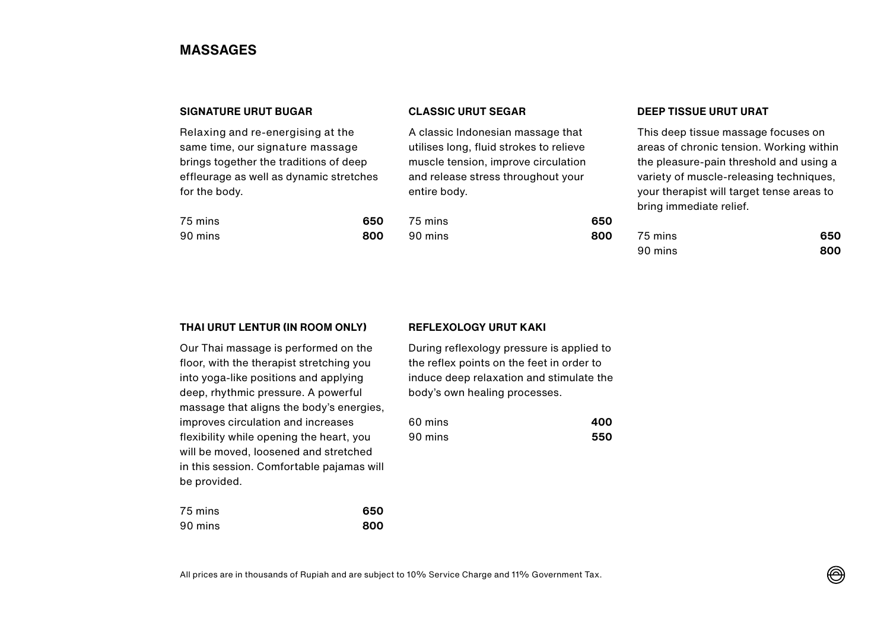# MASSAGES

### SIGNATURE URUT BUGAR

Relaxing and re-energising at the same time, our signature massage brings together the traditions of deep effleurage as well as dynamic stretches for the body.

| | |
|---|---|
| 75 mins | **650** |
| 90 mins | **800** |

### CLASSIC URUT SEGAR

A classic Indonesian massage that utilises long, fluid strokes to relieve muscle tension, improve circulation and release stress throughout your entire body.

| | |
|---|---|
| 75 mins | **650** |
| 90 mins | **800** |

### DEEP TISSUE URUT URAT

This deep tissue massage focuses on areas of chronic tension. Working within the pleasure-pain threshold and using a variety of muscle-releasing techniques, your therapist will target tense areas to bring immediate relief.

| | |
|---|---|
| 75 mins | **650** |
| 90 mins | **800** |

### THAI URUT LENTUR (IN ROOM ONLY)

Our Thai massage is performed on the floor, with the therapist stretching you into yoga-like positions and applying deep, rhythmic pressure. A powerful massage that aligns the body's energies, improves circulation and increases flexibility while opening the heart, you will be moved, loosened and stretched in this session. Comfortable pajamas will be provided.

| | |
|---|---|
| 75 mins | **650** |
| 90 mins | **800** |

### REFLEXOLOGY URUT KAKI

During reflexology pressure is applied to the reflex points on the feet in order to induce deep relaxation and stimulate the body's own healing processes.

| | |
|---|---|
| 60 mins | **400** |
| 90 mins | **550** |

All prices are in thousands of Rupiah and are subject to 10% Service Charge and 11% Government Tax.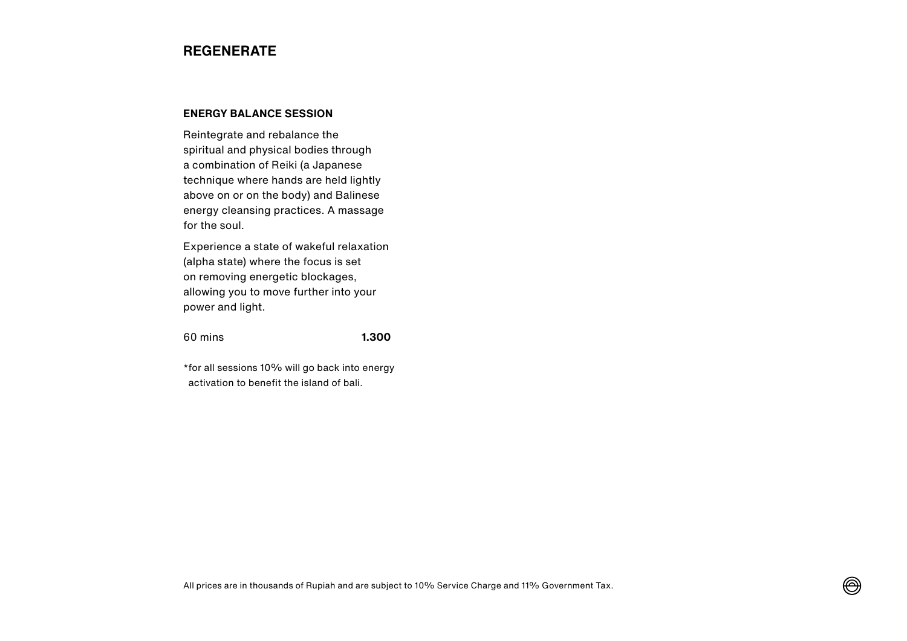## REGENERATE

### ENERGY BALANCE SESSION

Reintegrate and rebalance the spiritual and physical bodies through a combination of Reiki (a Japanese technique where hands are held lightly above on or on the body) and Balinese energy cleansing practices. A massage for the soul.

Experience a state of wakeful relaxation (alpha state) where the focus is set on removing energetic blockages, allowing you to move further into your power and light.

60 mins **1.300**

*for all sessions 10% will go back into energy activation to benefit the island of bali.

All prices are in thousands of Rupiah and are subject to 10% Service Charge and 11% Government Tax.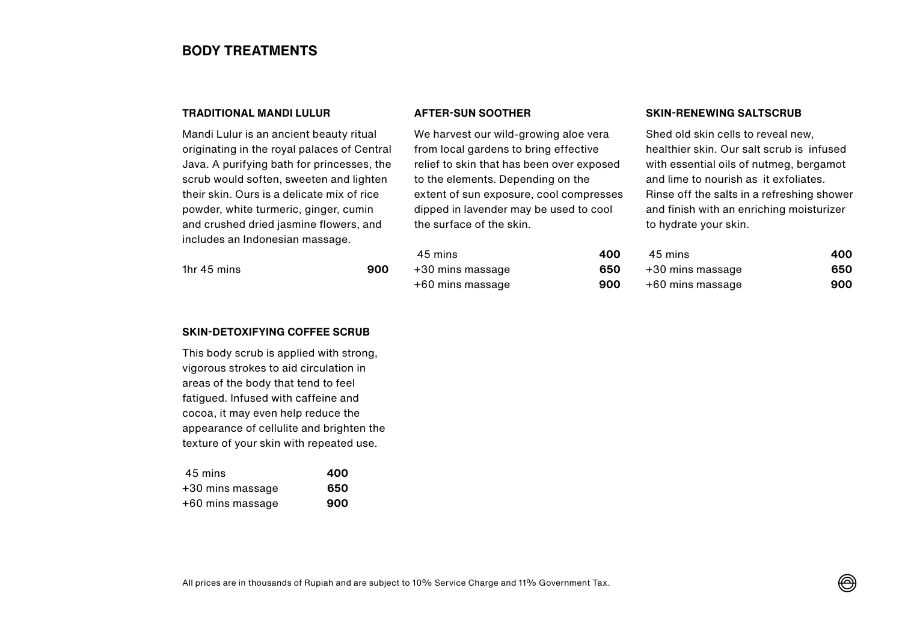## BODY TREATMENTS

### TRADITIONAL MANDI LULUR

Mandi Lulur is an ancient beauty ritual originating in the royal palaces of Central Java. A purifying bath for princesses, the scrub would soften, sweeten and lighten their skin. Ours is a delicate mix of rice powder, white turmeric, ginger, cumin and crushed dried jasmine flowers, and includes an Indonesian massage.

| | |
|---|---|
| 1hr 45 mins | **900** |

### AFTER-SUN SOOTHER

We harvest our wild-growing aloe vera from local gardens to bring effective relief to skin that has been over exposed to the elements. Depending on the extent of sun exposure, cool compresses dipped in lavender may be used to cool the surface of the skin.

| | |
|---|---|
| 45 mins | **400** |
| +30 mins massage | **650** |
| +60 mins massage | **900** |

### SKIN-RENEWING SALTSCRUB

Shed old skin cells to reveal new, healthier skin. Our salt scrub is infused with essential oils of nutmeg, bergamot and lime to nourish as it exfoliates. Rinse off the salts in a refreshing shower and finish with an enriching moisturizer to hydrate your skin.

| | |
|---|---|
| 45 mins | **400** |
| +30 mins massage | **650** |
| +60 mins massage | **900** |

### SKIN-DETOXIFYING COFFEE SCRUB

This body scrub is applied with strong, vigorous strokes to aid circulation in areas of the body that tend to feel fatigued. Infused with caffeine and cocoa, it may even help reduce the appearance of cellulite and brighten the texture of your skin with repeated use.

| | |
|---|---|
| 45 mins | **400** |
| +30 mins massage | **650** |
| +60 mins massage | **900** |

All prices are in thousands of Rupiah and are subject to 10% Service Charge and 11% Government Tax.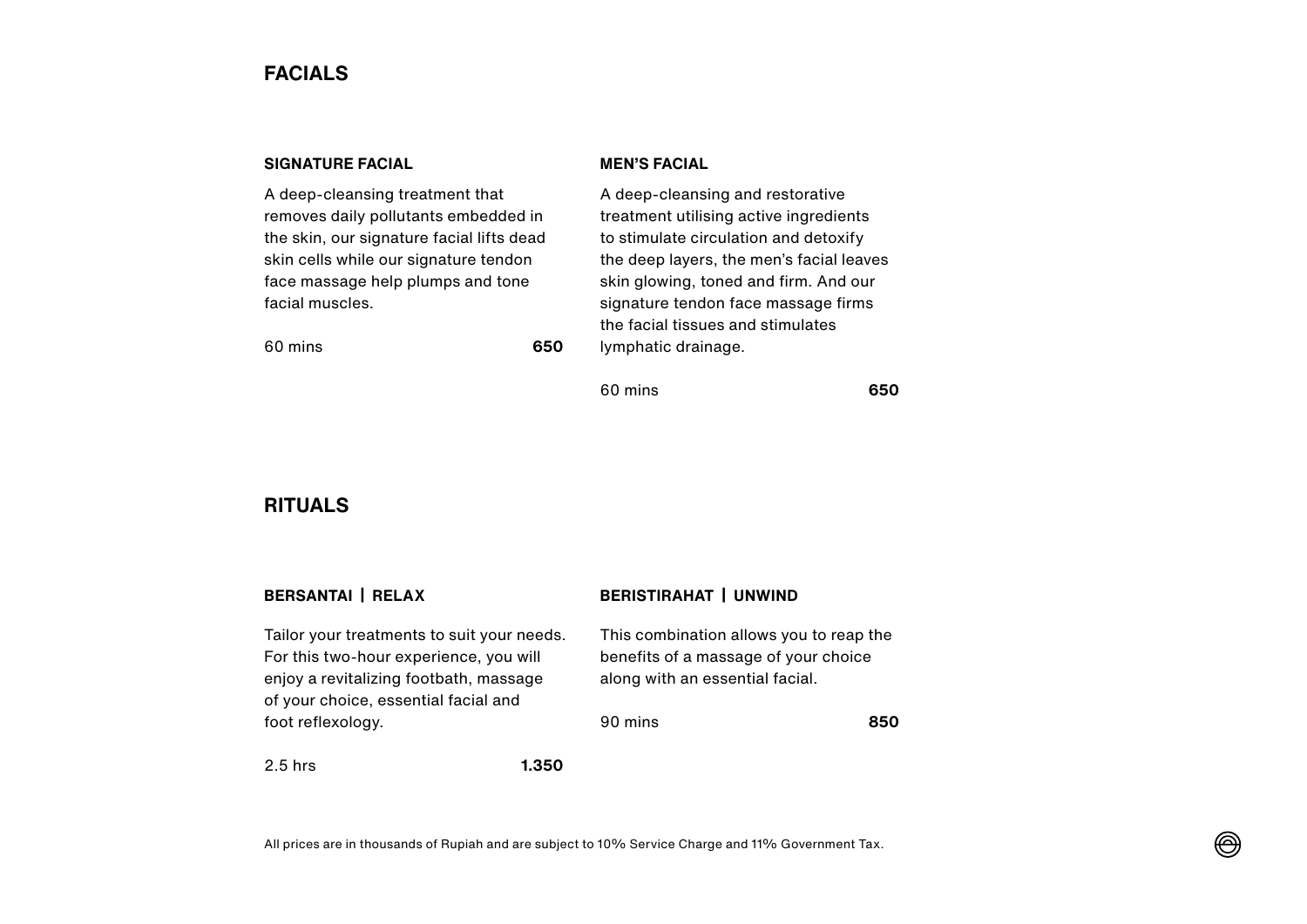## FACIALS

### SIGNATURE FACIAL

A deep-cleansing treatment that removes daily pollutants embedded in the skin, our signature facial lifts dead skin cells while our signature tendon face massage help plumps and tone facial muscles.

60 mins **650**

### MEN'S FACIAL

A deep-cleansing and restorative treatment utilising active ingredients to stimulate circulation and detoxify the deep layers, the men's facial leaves skin glowing, toned and firm. And our signature tendon face massage firms the facial tissues and stimulates lymphatic drainage.

60 mins **650**

## RITUALS

### BERSANTAI | RELAX

Tailor your treatments to suit your needs. For this two-hour experience, you will enjoy a revitalizing footbath, massage of your choice, essential facial and foot reflexology.

2.5 hrs **1.350**

### BERISTIRAHAT | UNWIND

This combination allows you to reap the benefits of a massage of your choice along with an essential facial.

90 mins **850**

All prices are in thousands of Rupiah and are subject to 10% Service Charge and 11% Government Tax.